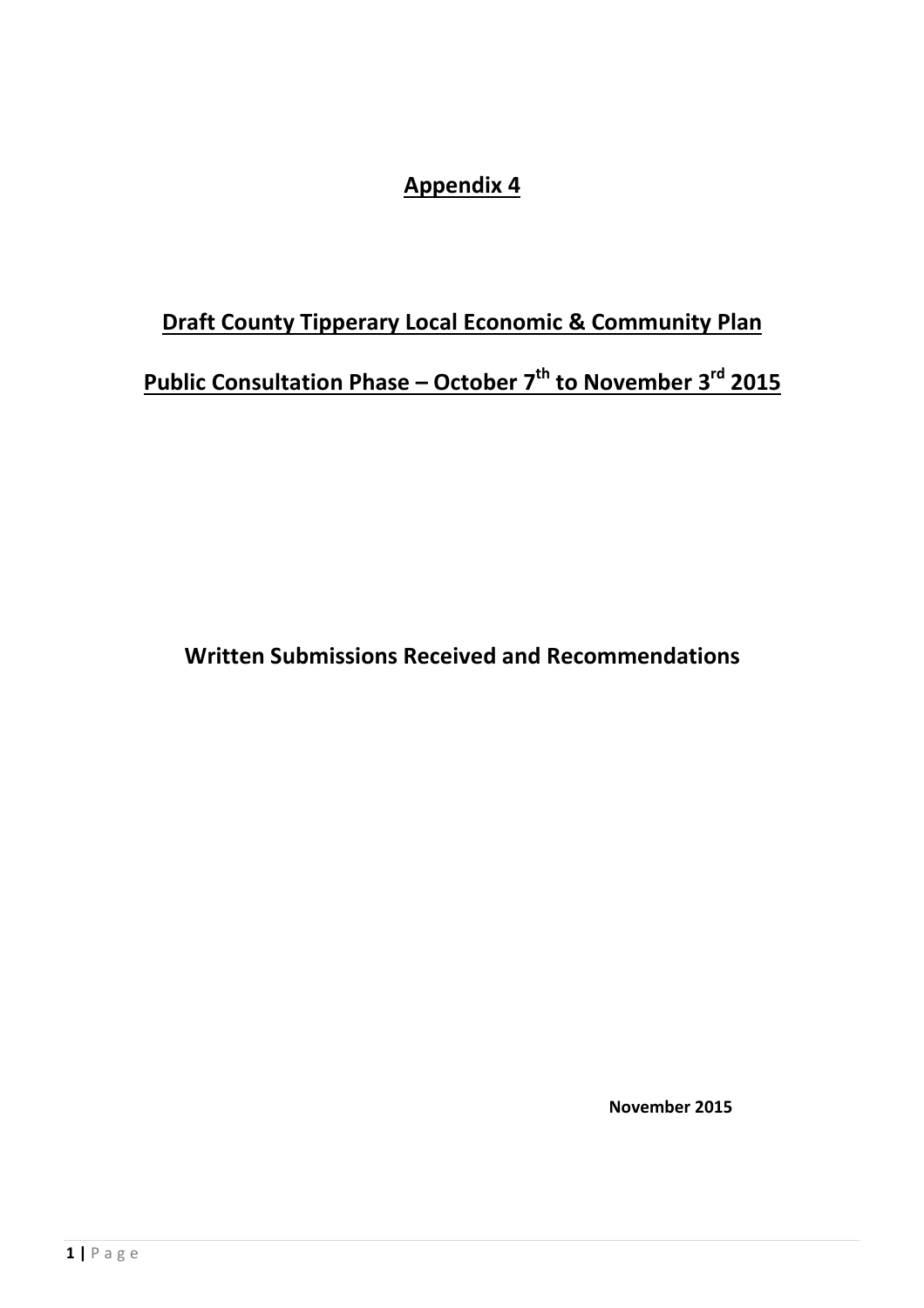# Appendix 4

## Draft County Tipperary Local Economic & Community Plan

## Public Consultation Phase – October 7th to November 3rd 2015

## Written Submissions Received and Recommendations

**November 2015**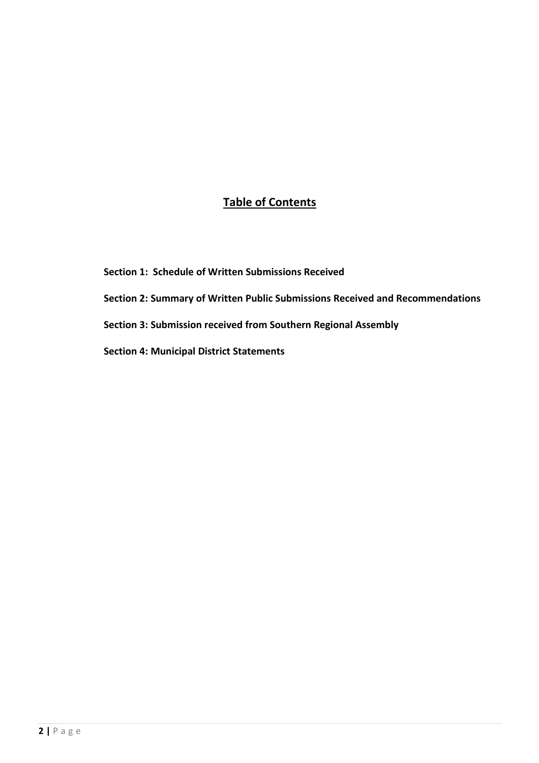# Table of Contents

**Section 1: Schedule of Written Submissions Received**

**Section 2: Summary of Written Public Submissions Received and Recommendations**

**Section 3: Submission received from Southern Regional Assembly**

**Section 4: Municipal District Statements**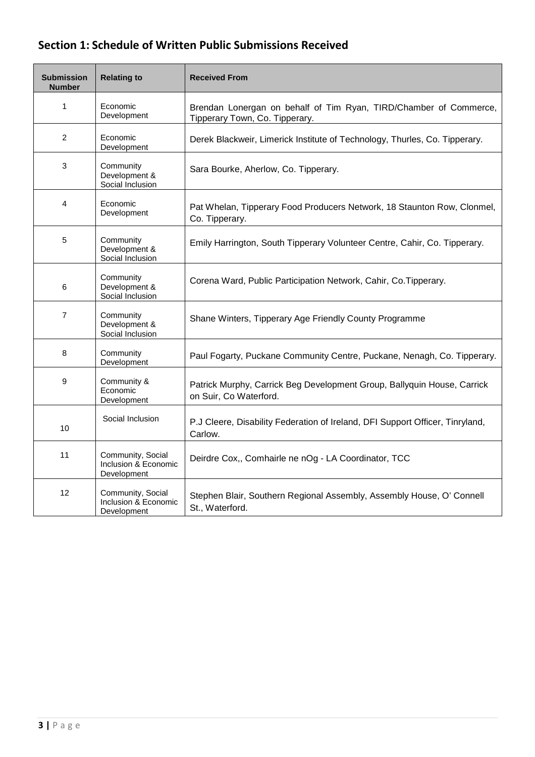## Section 1: Schedule of Written Public Submissions Received

| Submission Number | Relating to | Received From |
|---|---|---|
| 1 | Economic Development | Brendan Lonergan on behalf of Tim Ryan, TIRD/Chamber of Commerce, Tipperary Town, Co. Tipperary. |
| 2 | Economic Development | Derek Blackweir, Limerick Institute of Technology, Thurles, Co. Tipperary. |
| 3 | Community Development & Social Inclusion | Sara Bourke, Aherlow, Co. Tipperary. |
| 4 | Economic Development | Pat Whelan, Tipperary Food Producers Network, 18 Staunton Row, Clonmel, Co. Tipperary. |
| 5 | Community Development & Social Inclusion | Emily Harrington, South Tipperary Volunteer Centre, Cahir, Co. Tipperary. |
| 6 | Community Development & Social Inclusion | Corena Ward, Public Participation Network, Cahir, Co.Tipperary. |
| 7 | Community Development & Social Inclusion | Shane Winters, Tipperary Age Friendly County Programme |
| 8 | Community Development | Paul Fogarty, Puckane Community Centre, Puckane, Nenagh, Co. Tipperary. |
| 9 | Community & Economic Development | Patrick Murphy, Carrick Beg Development Group, Ballyquin House, Carrick on Suir, Co Waterford. |
| 10 | Social Inclusion | P.J Cleere, Disability Federation of Ireland, DFI Support Officer, Tinryland, Carlow. |
| 11 | Community, Social Inclusion & Economic Development | Deirdre Cox,, Comhairle ne nOg - LA Coordinator, TCC |
| 12 | Community, Social Inclusion & Economic Development | Stephen Blair, Southern Regional Assembly, Assembly House, O' Connell St., Waterford. |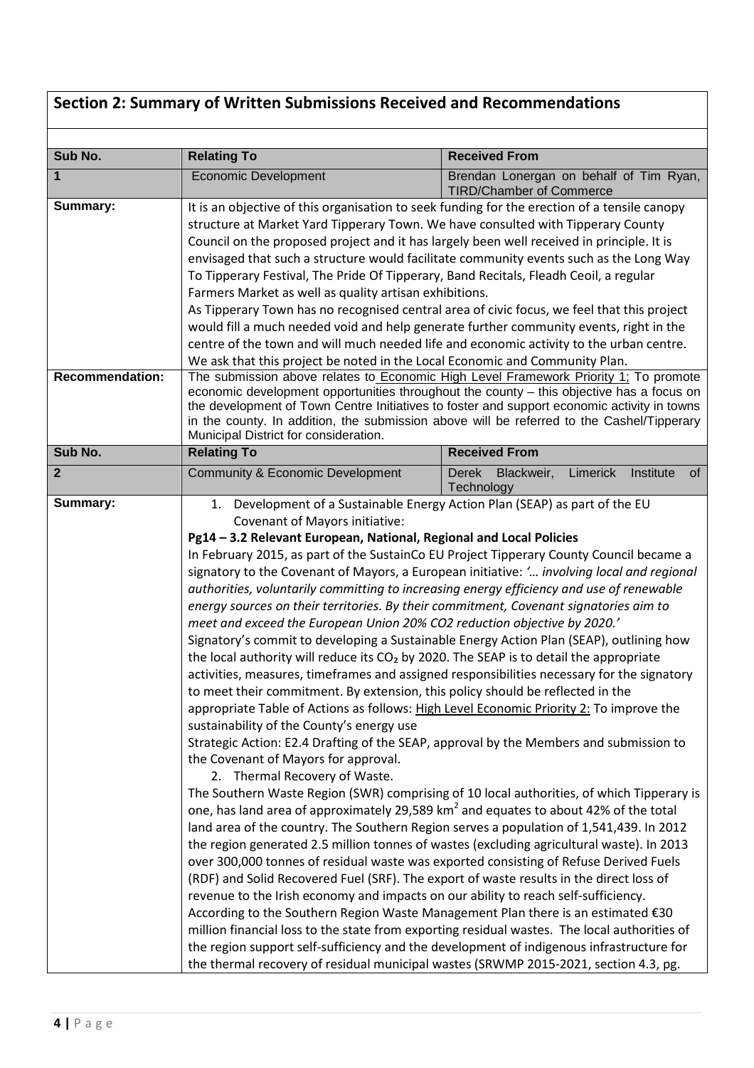## Section 2: Summary of Written Submissions Received and Recommendations

| Sub No. | Relating To | Received From |
|---|---|---|
| **1** | Economic Development | Brendan Lonergan on behalf of Tim Ryan, TIRD/Chamber of Commerce |
| **Summary:** | It is an objective of this organisation to seek funding for the erection of a tensile canopy structure at Market Yard Tipperary Town. We have consulted with Tipperary County Council on the proposed project and it has largely been well received in principle. It is envisaged that such a structure would facilitate community events such as the Long Way To Tipperary Festival, The Pride Of Tipperary, Band Recitals, Fleadh Ceoil, a regular Farmers Market as well as quality artisan exhibitions.<br>As Tipperary Town has no recognised central area of civic focus, we feel that this project would fill a much needed void and help generate further community events, right in the centre of the town and will much needed life and economic activity to the urban centre.<br>We ask that this project be noted in the Local Economic and Community Plan. | |
| **Recommendation:** | The submission above relates to Economic High Level Framework Priority 1; To promote economic development opportunities throughout the county – this objective has a focus on the development of Town Centre Initiatives to foster and support economic activity in towns in the county. In addition, the submission above will be referred to the Cashel/Tipperary Municipal District for consideration. | |
| **Sub No.** | **Relating To** | **Received From** |
| **2** | Community & Economic Development | Derek Blackweir, Limerick Institute of Technology |
| **Summary:** | 1. Development of a Sustainable Energy Action Plan (SEAP) as part of the EU Covenant of Mayors initiative:<br>**Pg14 – 3.2 Relevant European, National, Regional and Local Policies**<br>In February 2015, as part of the SustainCo EU Project Tipperary County Council became a signatory to the Covenant of Mayors, a European initiative: *'… involving local and regional authorities, voluntarily committing to increasing energy efficiency and use of renewable energy sources on their territories. By their commitment, Covenant signatories aim to meet and exceed the European Union 20% CO2 reduction objective by 2020.'*<br>Signatory's commit to developing a Sustainable Energy Action Plan (SEAP), outlining how the local authority will reduce its $CO_2$ by 2020. The SEAP is to detail the appropriate activities, measures, timeframes and assigned responsibilities necessary for the signatory to meet their commitment. By extension, this policy should be reflected in the appropriate Table of Actions as follows: High Level Economic Priority 2: To improve the sustainability of the County's energy use<br>Strategic Action: E2.4 Drafting of the SEAP, approval by the Members and submission to the Covenant of Mayors for approval.<br>2. Thermal Recovery of Waste.<br>The Southern Waste Region (SWR) comprising of 10 local authorities, of which Tipperary is one, has land area of approximately 29,589 $km^2$ and equates to about 42% of the total land area of the country. The Southern Region serves a population of 1,541,439. In 2012 the region generated 2.5 million tonnes of wastes (excluding agricultural waste). In 2013 over 300,000 tonnes of residual waste was exported consisting of Refuse Derived Fuels (RDF) and Solid Recovered Fuel (SRF). The export of waste results in the direct loss of revenue to the Irish economy and impacts on our ability to reach self-sufficiency.<br>According to the Southern Region Waste Management Plan there is an estimated €30 million financial loss to the state from exporting residual wastes. The local authorities of the region support self-sufficiency and the development of indigenous infrastructure for the thermal recovery of residual municipal wastes (SRWMP 2015-2021, section 4.3, pg. | |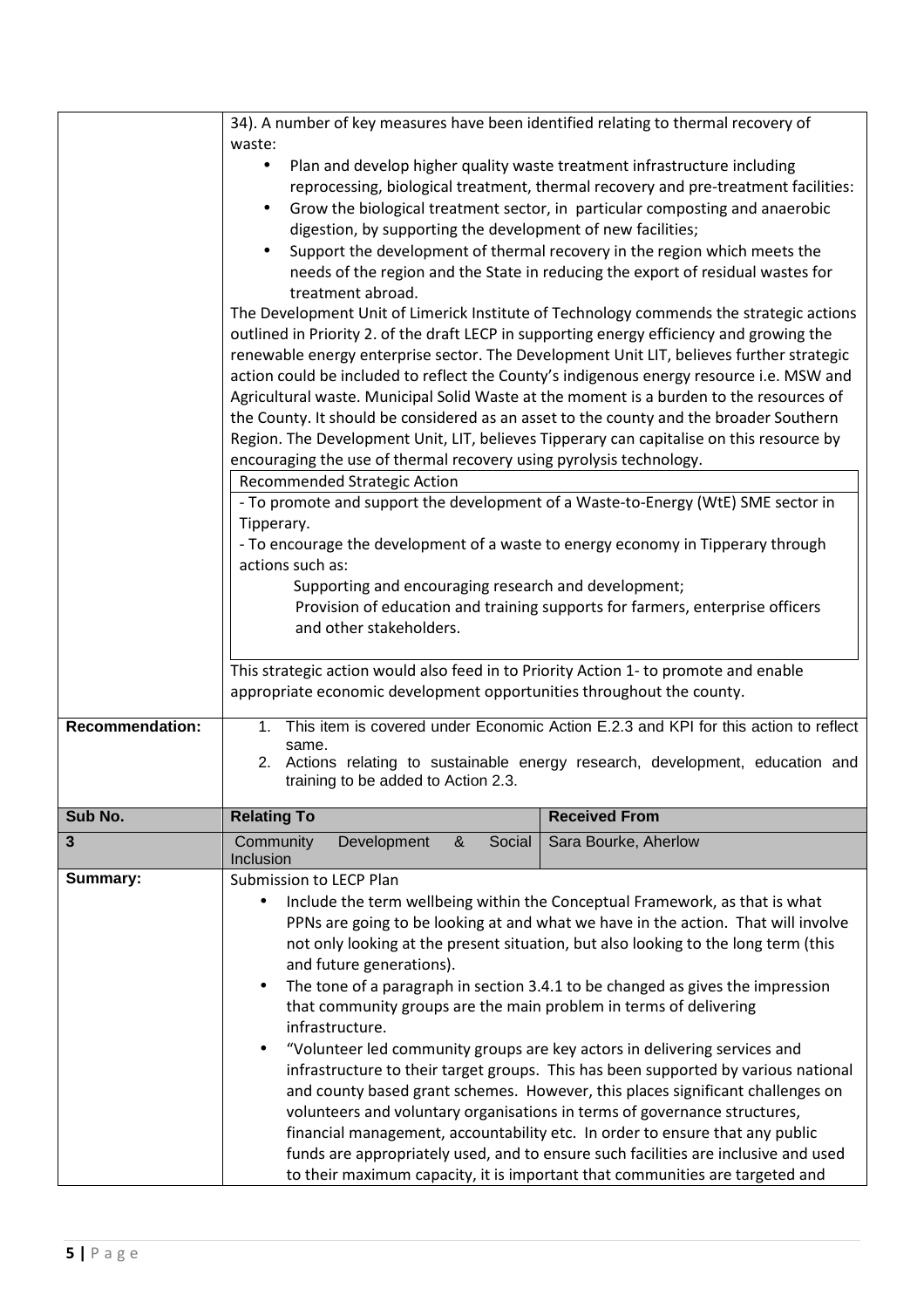| | | |
|---|---|---|
| | 34). A number of key measures have been identified relating to thermal recovery of waste:<br>• Plan and develop higher quality waste treatment infrastructure including reprocessing, biological treatment, thermal recovery and pre-treatment facilities:<br>• Grow the biological treatment sector, in particular composting and anaerobic digestion, by supporting the development of new facilities;<br>• Support the development of thermal recovery in the region which meets the needs of the region and the State in reducing the export of residual wastes for treatment abroad.<br>The Development Unit of Limerick Institute of Technology commends the strategic actions outlined in Priority 2. of the draft LECP in supporting energy efficiency and growing the renewable energy enterprise sector. The Development Unit LIT, believes further strategic action could be included to reflect the County's indigenous energy resource i.e. MSW and Agricultural waste. Municipal Solid Waste at the moment is a burden to the resources of the County. It should be considered as an asset to the county and the broader Southern Region. The Development Unit, LIT, believes Tipperary can capitalise on this resource by encouraging the use of thermal recovery using pyrolysis technology.<br>**Recommended Strategic Action**<br>- To promote and support the development of a Waste-to-Energy (WtE) SME sector in Tipperary.<br>- To encourage the development of a waste to energy economy in Tipperary through actions such as:<br>Supporting and encouraging research and development;<br>Provision of education and training supports for farmers, enterprise officers and other stakeholders.<br>This strategic action would also feed in to Priority Action 1- to promote and enable appropriate economic development opportunities throughout the county. | |
| **Recommendation:** | 1. This item is covered under Economic Action E.2.3 and KPI for this action to reflect same.<br>2. Actions relating to sustainable energy research, development, education and training to be added to Action 2.3. | |
| **Sub No.** | **Relating To** | **Received From** |
| **3** | Community Development & Social Inclusion | Sara Bourke, Aherlow |
| **Summary:** | Submission to LECP Plan<br>• Include the term wellbeing within the Conceptual Framework, as that is what PPNs are going to be looking at and what we have in the action. That will involve not only looking at the present situation, but also looking to the long term (this and future generations).<br>• The tone of a paragraph in section 3.4.1 to be changed as gives the impression that community groups are the main problem in terms of delivering infrastructure.<br>• "Volunteer led community groups are key actors in delivering services and infrastructure to their target groups. This has been supported by various national and county based grant schemes. However, this places significant challenges on volunteers and voluntary organisations in terms of governance structures, financial management, accountability etc. In order to ensure that any public funds are appropriately used, and to ensure such facilities are inclusive and used to their maximum capacity, it is important that communities are targeted and | |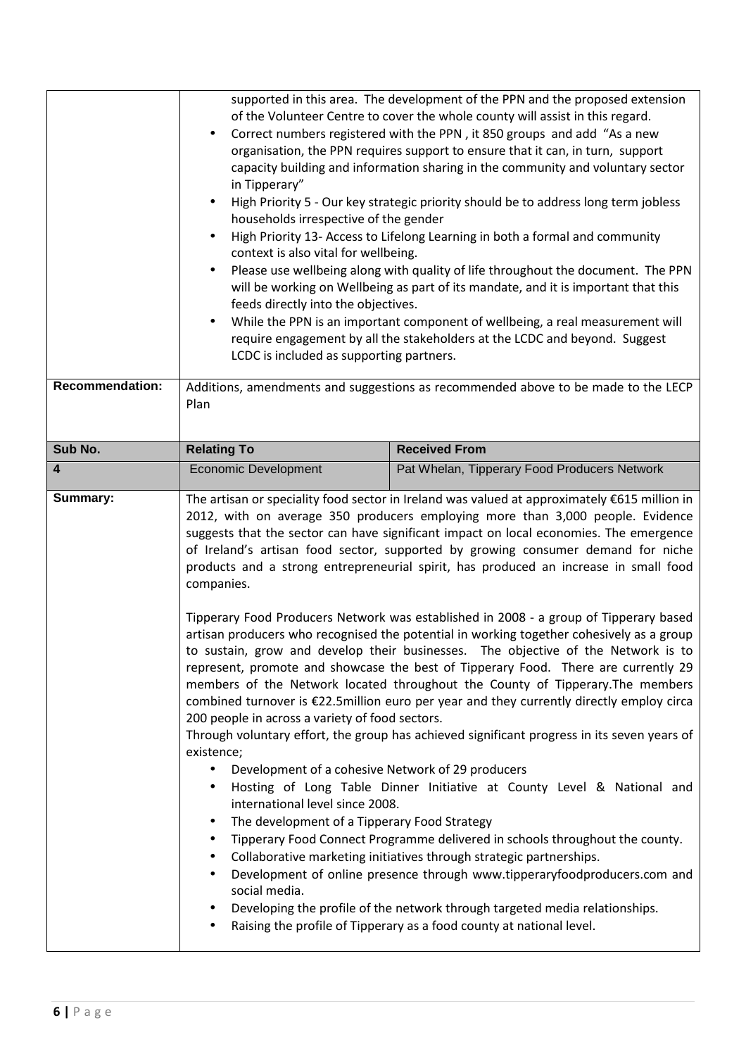| | | |
|---|---|---|
| | supported in this area. The development of the PPN and the proposed extension of the Volunteer Centre to cover the whole county will assist in this regard.<br>• Correct numbers registered with the PPN , it 850 groups and add "As a new organisation, the PPN requires support to ensure that it can, in turn, support capacity building and information sharing in the community and voluntary sector in Tipperary"<br>• High Priority 5 - Our key strategic priority should be to address long term jobless households irrespective of the gender<br>• High Priority 13- Access to Lifelong Learning in both a formal and community context is also vital for wellbeing.<br>• Please use wellbeing along with quality of life throughout the document. The PPN will be working on Wellbeing as part of its mandate, and it is important that this feeds directly into the objectives.<br>• While the PPN is an important component of wellbeing, a real measurement will require engagement by all the stakeholders at the LCDC and beyond. Suggest LCDC is included as supporting partners. | |
| **Recommendation:** | Additions, amendments and suggestions as recommended above to be made to the LECP Plan | |

| **Sub No.** | **Relating To** | **Received From** |
|---|---|---|
| **4** | Economic Development | Pat Whelan, Tipperary Food Producers Network |
| **Summary:** | The artisan or speciality food sector in Ireland was valued at approximately €615 million in 2012, with on average 350 producers employing more than 3,000 people. Evidence suggests that the sector can have significant impact on local economies. The emergence of Ireland's artisan food sector, supported by growing consumer demand for niche products and a strong entrepreneurial spirit, has produced an increase in small food companies.<br><br>Tipperary Food Producers Network was established in 2008 - a group of Tipperary based artisan producers who recognised the potential in working together cohesively as a group to sustain, grow and develop their businesses. The objective of the Network is to represent, promote and showcase the best of Tipperary Food. There are currently 29 members of the Network located throughout the County of Tipperary.The members combined turnover is €22.5million euro per year and they currently directly employ circa 200 people in across a variety of food sectors.<br>Through voluntary effort, the group has achieved significant progress in its seven years of existence;<br>• Development of a cohesive Network of 29 producers<br>• Hosting of Long Table Dinner Initiative at County Level & National and international level since 2008.<br>• The development of a Tipperary Food Strategy<br>• Tipperary Food Connect Programme delivered in schools throughout the county.<br>• Collaborative marketing initiatives through strategic partnerships.<br>• Development of online presence through www.tipperaryfoodproducers.com and social media.<br>• Developing the profile of the network through targeted media relationships.<br>• Raising the profile of Tipperary as a food county at national level. | |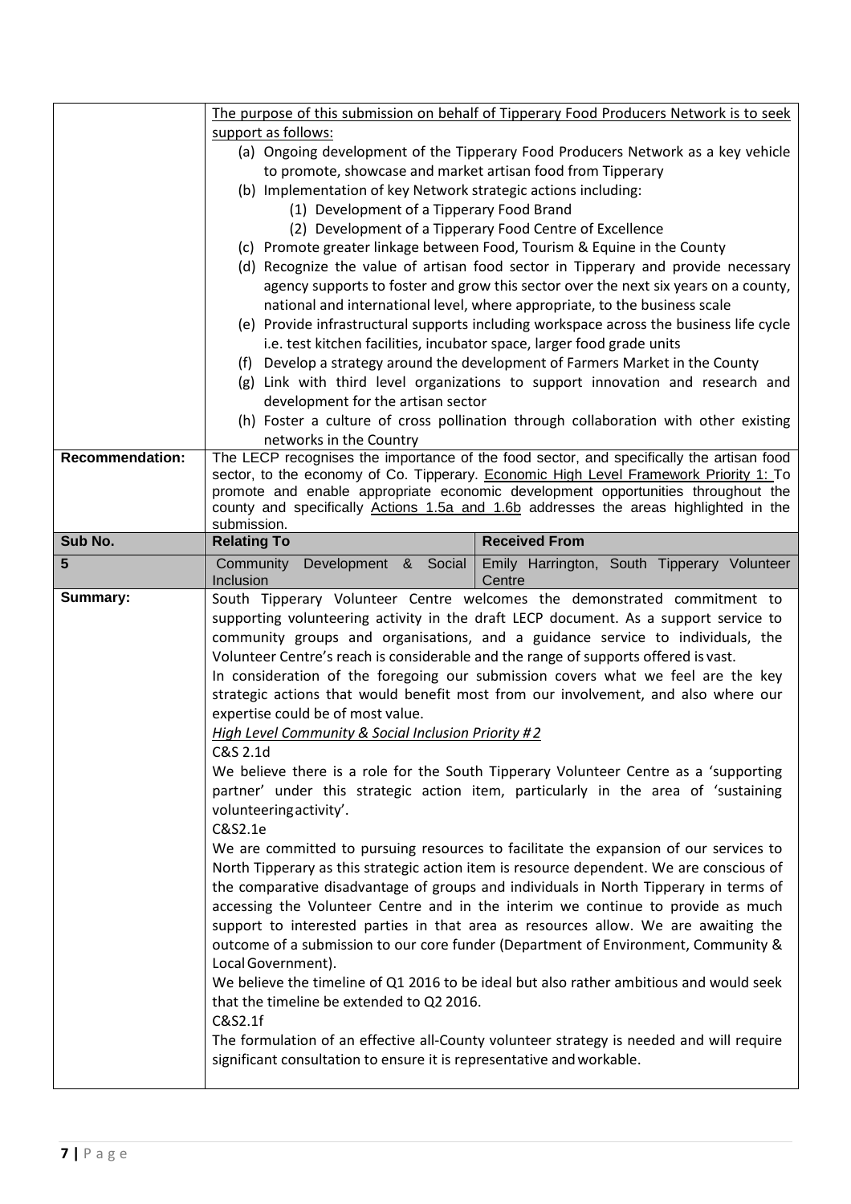| | | |
|---|---|---|
| | <u>The purpose of this submission on behalf of Tipperary Food Producers Network is to seek support as follows:</u><br>(a) Ongoing development of the Tipperary Food Producers Network as a key vehicle to promote, showcase and market artisan food from Tipperary<br>(b) Implementation of key Network strategic actions including:<br>(1) Development of a Tipperary Food Brand<br>(2) Development of a Tipperary Food Centre of Excellence<br>(c) Promote greater linkage between Food, Tourism & Equine in the County<br>(d) Recognize the value of artisan food sector in Tipperary and provide necessary agency supports to foster and grow this sector over the next six years on a county, national and international level, where appropriate, to the business scale<br>(e) Provide infrastructural supports including workspace across the business life cycle i.e. test kitchen facilities, incubator space, larger food grade units<br>(f) Develop a strategy around the development of Farmers Market in the County<br>(g) Link with third level organizations to support innovation and research and development for the artisan sector<br>(h) Foster a culture of cross pollination through collaboration with other existing networks in the Country | |
| **Recommendation:** | The LECP recognises the importance of the food sector, and specifically the artisan food sector, to the economy of Co. Tipperary. <u>Economic High Level Framework Priority 1:</u> To promote and enable appropriate economic development opportunities throughout the county and specifically <u>Actions 1.5a and 1.6b</u> addresses the areas highlighted in the submission. | |
| **Sub No.** | **Relating To** | **Received From** |
| **5** | Community Development & Social Inclusion | Emily Harrington, South Tipperary Volunteer Centre |
| **Summary:** | South Tipperary Volunteer Centre welcomes the demonstrated commitment to supporting volunteering activity in the draft LECP document. As a support service to community groups and organisations, and a guidance service to individuals, the Volunteer Centre's reach is considerable and the range of supports offered is vast.<br>In consideration of the foregoing our submission covers what we feel are the key strategic actions that would benefit most from our involvement, and also where our expertise could be of most value.<br>*<u>High Level Community & Social Inclusion Priority #2</u>*<br>C&S 2.1d<br>We believe there is a role for the South Tipperary Volunteer Centre as a 'supporting partner' under this strategic action item, particularly in the area of 'sustaining volunteering activity'.<br>C&S2.1e<br>We are committed to pursuing resources to facilitate the expansion of our services to North Tipperary as this strategic action item is resource dependent. We are conscious of the comparative disadvantage of groups and individuals in North Tipperary in terms of accessing the Volunteer Centre and in the interim we continue to provide as much support to interested parties in that area as resources allow. We are awaiting the outcome of a submission to our core funder (Department of Environment, Community & Local Government).<br>We believe the timeline of Q1 2016 to be ideal but also rather ambitious and would seek that the timeline be extended to Q2 2016.<br>C&S2.1f<br>The formulation of an effective all-County volunteer strategy is needed and will require significant consultation to ensure it is representative and workable. | |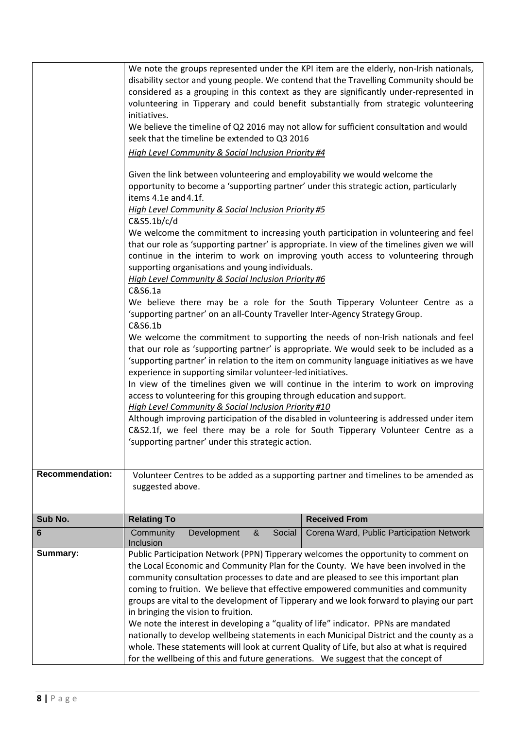| | |
|---|---|
| | We note the groups represented under the KPI item are the elderly, non-Irish nationals, disability sector and young people. We contend that the Travelling Community should be considered as a grouping in this context as they are significantly under-represented in volunteering in Tipperary and could benefit substantially from strategic volunteering initiatives.<br>We believe the timeline of Q2 2016 may not allow for sufficient consultation and would seek that the timeline be extended to Q3 2016<br>*High Level Community & Social Inclusion Priority #4*<br><br>Given the link between volunteering and employability we would welcome the opportunity to become a 'supporting partner' under this strategic action, particularly items 4.1e and 4.1f.<br>*High Level Community & Social Inclusion Priority #5*<br>C&S5.1b/c/d<br>We welcome the commitment to increasing youth participation in volunteering and feel that our role as 'supporting partner' is appropriate. In view of the timelines given we will continue in the interim to work on improving youth access to volunteering through supporting organisations and young individuals.<br>*High Level Community & Social Inclusion Priority #6*<br>C&S6.1a<br>We believe there may be a role for the South Tipperary Volunteer Centre as a 'supporting partner' on an all-County Traveller Inter-Agency Strategy Group.<br>C&S6.1b<br>We welcome the commitment to supporting the needs of non-Irish nationals and feel that our role as 'supporting partner' is appropriate. We would seek to be included as a 'supporting partner' in relation to the item on community language initiatives as we have experience in supporting similar volunteer-led initiatives.<br>In view of the timelines given we will continue in the interim to work on improving access to volunteering for this grouping through education and support.<br>*High Level Community & Social Inclusion Priority #10*<br>Although improving participation of the disabled in volunteering is addressed under item C&S2.1f, we feel there may be a role for South Tipperary Volunteer Centre as a 'supporting partner' under this strategic action. |
| **Recommendation:** | Volunteer Centres to be added as a supporting partner and timelines to be amended as suggested above. |

| Sub No. | Relating To | Received From |
|---|---|---|
| **6** | Community Development & Social Inclusion | Corena Ward, Public Participation Network |
| **Summary:** | Public Participation Network (PPN) Tipperary welcomes the opportunity to comment on the Local Economic and Community Plan for the County. We have been involved in the community consultation processes to date and are pleased to see this important plan coming to fruition. We believe that effective empowered communities and community groups are vital to the development of Tipperary and we look forward to playing our part in bringing the vision to fruition.<br>We note the interest in developing a "quality of life" indicator. PPNs are mandated nationally to develop wellbeing statements in each Municipal District and the county as a whole. These statements will look at current Quality of Life, but also at what is required for the wellbeing of this and future generations. We suggest that the concept of | |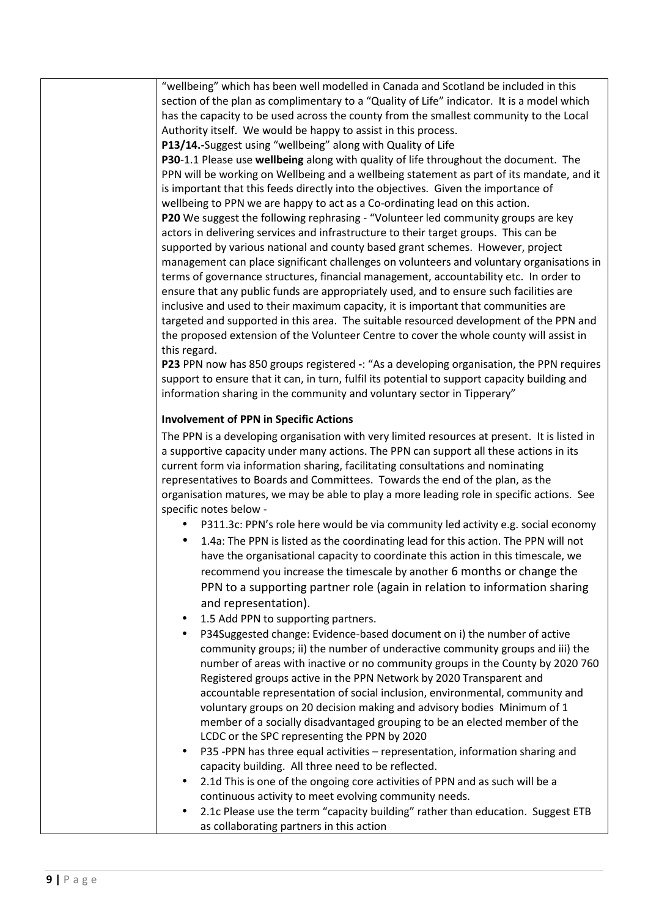| | “wellbeing” which has been well modelled in Canada and Scotland be included in this section of the plan as complimentary to a “Quality of Life” indicator. It is a model which has the capacity to be used across the county from the smallest community to the Local Authority itself. We would be happy to assist in this process.<br>**P13/14.-**Suggest using “wellbeing” along with Quality of Life<br>**P30**-1.1 Please use **wellbeing** along with quality of life throughout the document. The PPN will be working on Wellbeing and a wellbeing statement as part of its mandate, and it is important that this feeds directly into the objectives. Given the importance of wellbeing to PPN we are happy to act as a Co-ordinating lead on this action.<br>**P20** We suggest the following rephrasing - “Volunteer led community groups are key actors in delivering services and infrastructure to their target groups. This can be supported by various national and county based grant schemes. However, project management can place significant challenges on volunteers and voluntary organisations in terms of governance structures, financial management, accountability etc. In order to ensure that any public funds are appropriately used, and to ensure such facilities are inclusive and used to their maximum capacity, it is important that communities are targeted and supported in this area. The suitable resourced development of the PPN and the proposed extension of the Volunteer Centre to cover the whole county will assist in this regard.<br>**P23** PPN now has 850 groups registered -: “As a developing organisation, the PPN requires support to ensure that it can, in turn, fulfil its potential to support capacity building and information sharing in the community and voluntary sector in Tipperary”<br><br>**Involvement of PPN in Specific Actions**<br>The PPN is a developing organisation with very limited resources at present. It is listed in a supportive capacity under many actions. The PPN can support all these actions in its current form via information sharing, facilitating consultations and nominating representatives to Boards and Committees. Towards the end of the plan, as the organisation matures, we may be able to play a more leading role in specific actions. See specific notes below -<br>• P311.3c: PPN’s role here would be via community led activity e.g. social economy<br>• 1.4a: The PPN is listed as the coordinating lead for this action. The PPN will not have the organisational capacity to coordinate this action in this timescale, we recommend you increase the timescale by another 6 months or change the PPN to a supporting partner role (again in relation to information sharing and representation).<br>• 1.5 Add PPN to supporting partners.<br>• P34Suggested change: Evidence-based document on i) the number of active community groups; ii) the number of underactive community groups and iii) the number of areas with inactive or no community groups in the County by 2020 760 Registered groups active in the PPN Network by 2020 Transparent and accountable representation of social inclusion, environmental, community and voluntary groups on 20 decision making and advisory bodies Minimum of 1 member of a socially disadvantaged grouping to be an elected member of the LCDC or the SPC representing the PPN by 2020<br>• P35 -PPN has three equal activities – representation, information sharing and capacity building. All three need to be reflected.<br>• 2.1d This is one of the ongoing core activities of PPN and as such will be a continuous activity to meet evolving community needs.<br>• 2.1c Please use the term “capacity building” rather than education. Suggest ETB as collaborating partners in this action |
|---|---|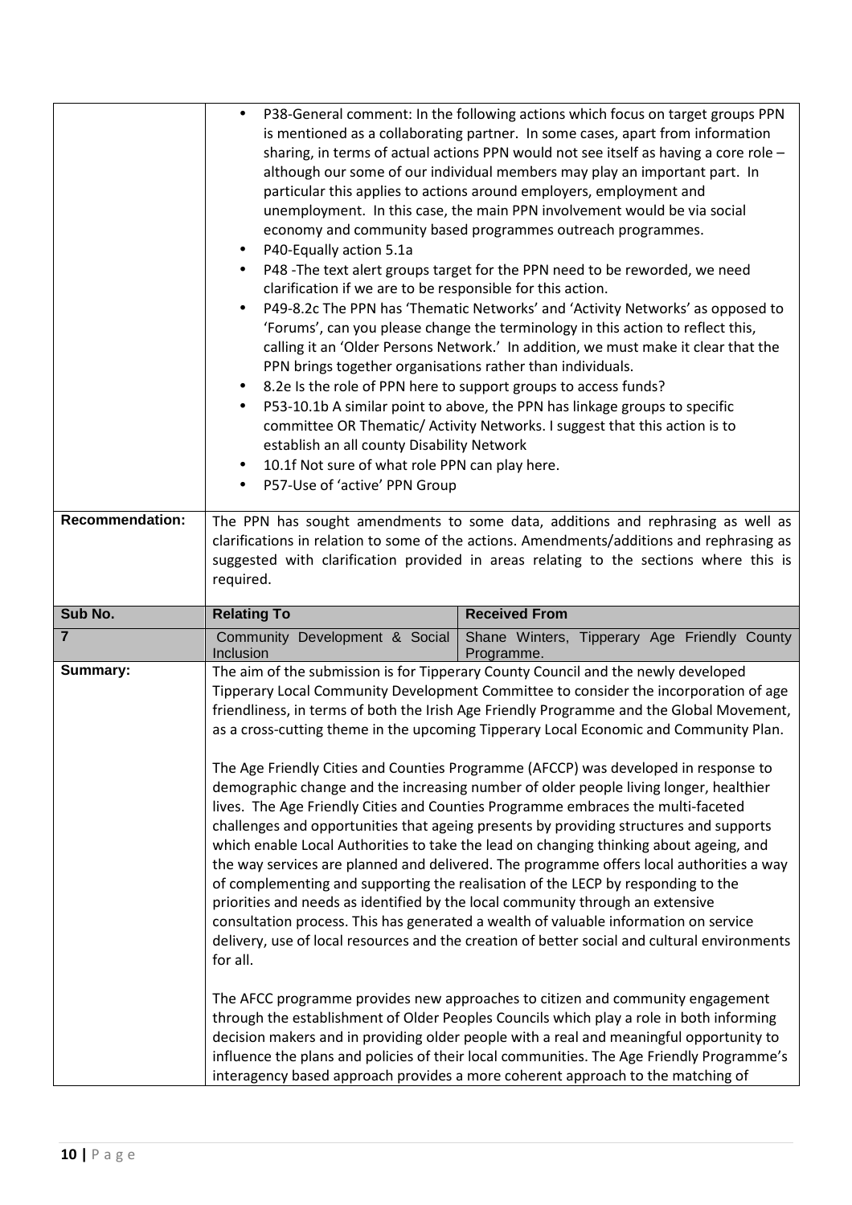| | | |
|---|---|---|
| | • P38-General comment: In the following actions which focus on target groups PPN is mentioned as a collaborating partner. In some cases, apart from information sharing, in terms of actual actions PPN would not see itself as having a core role – although our some of our individual members may play an important part. In particular this applies to actions around employers, employment and unemployment. In this case, the main PPN involvement would be via social economy and community based programmes outreach programmes.<br>• P40-Equally action 5.1a<br>• P48 -The text alert groups target for the PPN need to be reworded, we need clarification if we are to be responsible for this action.<br>• P49-8.2c The PPN has 'Thematic Networks' and 'Activity Networks' as opposed to 'Forums', can you please change the terminology in this action to reflect this, calling it an 'Older Persons Network.' In addition, we must make it clear that the PPN brings together organisations rather than individuals.<br>• 8.2e Is the role of PPN here to support groups to access funds?<br>• P53-10.1b A similar point to above, the PPN has linkage groups to specific committee OR Thematic/ Activity Networks. I suggest that this action is to establish an all county Disability Network<br>• 10.1f Not sure of what role PPN can play here.<br>• P57-Use of 'active' PPN Group | |
| **Recommendation:** | The PPN has sought amendments to some data, additions and rephrasing as well as clarifications in relation to some of the actions. Amendments/additions and rephrasing as suggested with clarification provided in areas relating to the sections where this is required. | |
| **Sub No.** | **Relating To** | **Received From** |
| **7** | Community Development & Social Inclusion | Shane Winters, Tipperary Age Friendly County Programme. |
| **Summary:** | The aim of the submission is for Tipperary County Council and the newly developed Tipperary Local Community Development Committee to consider the incorporation of age friendliness, in terms of both the Irish Age Friendly Programme and the Global Movement, as a cross-cutting theme in the upcoming Tipperary Local Economic and Community Plan.<br><br>The Age Friendly Cities and Counties Programme (AFCCP) was developed in response to demographic change and the increasing number of older people living longer, healthier lives. The Age Friendly Cities and Counties Programme embraces the multi-faceted challenges and opportunities that ageing presents by providing structures and supports which enable Local Authorities to take the lead on changing thinking about ageing, and the way services are planned and delivered. The programme offers local authorities a way of complementing and supporting the realisation of the LECP by responding to the priorities and needs as identified by the local community through an extensive consultation process. This has generated a wealth of valuable information on service delivery, use of local resources and the creation of better social and cultural environments for all.<br><br>The AFCC programme provides new approaches to citizen and community engagement through the establishment of Older Peoples Councils which play a role in both informing decision makers and in providing older people with a real and meaningful opportunity to influence the plans and policies of their local communities. The Age Friendly Programme's interagency based approach provides a more coherent approach to the matching of | |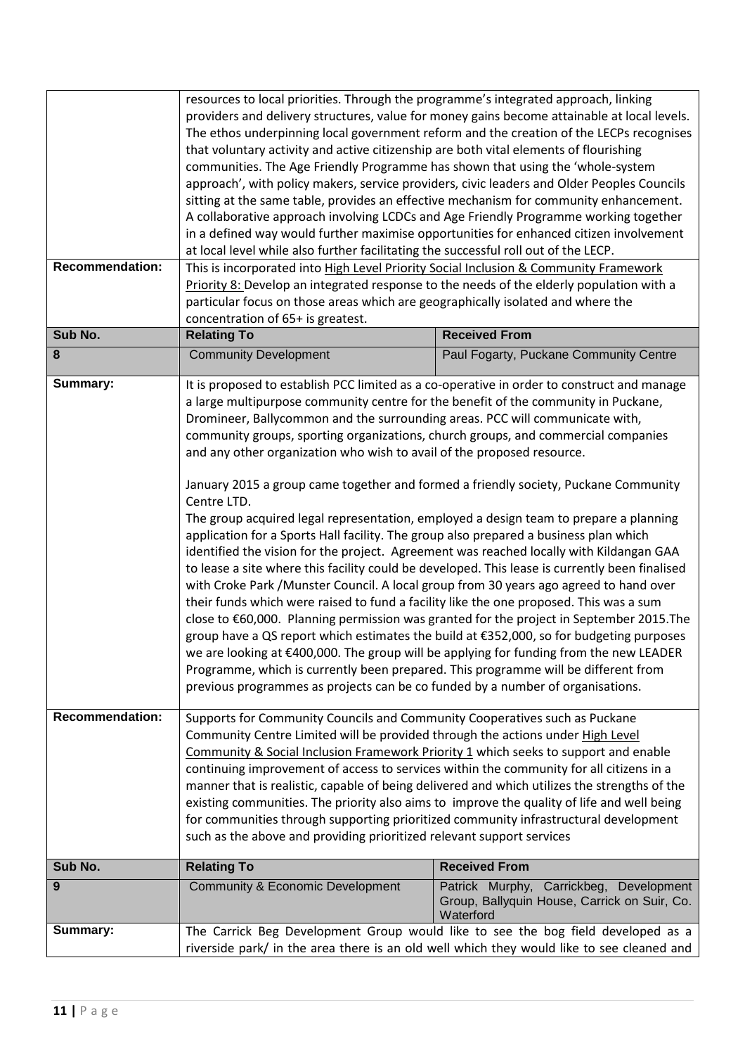| | | |
|---|---|---|
| | resources to local priorities. Through the programme's integrated approach, linking providers and delivery structures, value for money gains become attainable at local levels. The ethos underpinning local government reform and the creation of the LECPs recognises that voluntary activity and active citizenship are both vital elements of flourishing communities. The Age Friendly Programme has shown that using the 'whole-system approach', with policy makers, service providers, civic leaders and Older Peoples Councils sitting at the same table, provides an effective mechanism for community enhancement. A collaborative approach involving LCDCs and Age Friendly Programme working together in a defined way would further maximise opportunities for enhanced citizen involvement at local level while also further facilitating the successful roll out of the LECP. | |
| **Recommendation:** | This is incorporated into High Level Priority Social Inclusion & Community Framework Priority 8: Develop an integrated response to the needs of the elderly population with a particular focus on those areas which are geographically isolated and where the concentration of 65+ is greatest. | |
| **Sub No.** | **Relating To** | **Received From** |
| **8** | Community Development | Paul Fogarty, Puckane Community Centre |
| **Summary:** | It is proposed to establish PCC limited as a co-operative in order to construct and manage a large multipurpose community centre for the benefit of the community in Puckane, Dromineer, Ballycommon and the surrounding areas. PCC will communicate with, community groups, sporting organizations, church groups, and commercial companies and any other organization who wish to avail of the proposed resource.<br><br>January 2015 a group came together and formed a friendly society, Puckane Community Centre LTD.<br>The group acquired legal representation, employed a design team to prepare a planning application for a Sports Hall facility. The group also prepared a business plan which identified the vision for the project. Agreement was reached locally with Kildangan GAA to lease a site where this facility could be developed. This lease is currently been finalised with Croke Park /Munster Council. A local group from 30 years ago agreed to hand over their funds which were raised to fund a facility like the one proposed. This was a sum close to €60,000. Planning permission was granted for the project in September 2015.The group have a QS report which estimates the build at €352,000, so for budgeting purposes we are looking at €400,000. The group will be applying for funding from the new LEADER Programme, which is currently been prepared. This programme will be different from previous programmes as projects can be co funded by a number of organisations. | |
| **Recommendation:** | Supports for Community Councils and Community Cooperatives such as Puckane Community Centre Limited will be provided through the actions under High Level Community & Social Inclusion Framework Priority 1 which seeks to support and enable continuing improvement of access to services within the community for all citizens in a manner that is realistic, capable of being delivered and which utilizes the strengths of the existing communities. The priority also aims to improve the quality of life and well being for communities through supporting prioritized community infrastructural development such as the above and providing prioritized relevant support services | |
| **Sub No.** | **Relating To** | **Received From** |
| **9** | Community & Economic Development | Patrick Murphy, Carrickbeg, Development Group, Ballyquin House, Carrick on Suir, Co. Waterford |
| **Summary:** | The Carrick Beg Development Group would like to see the bog field developed as a riverside park/ in the area there is an old well which they would like to see cleaned and | |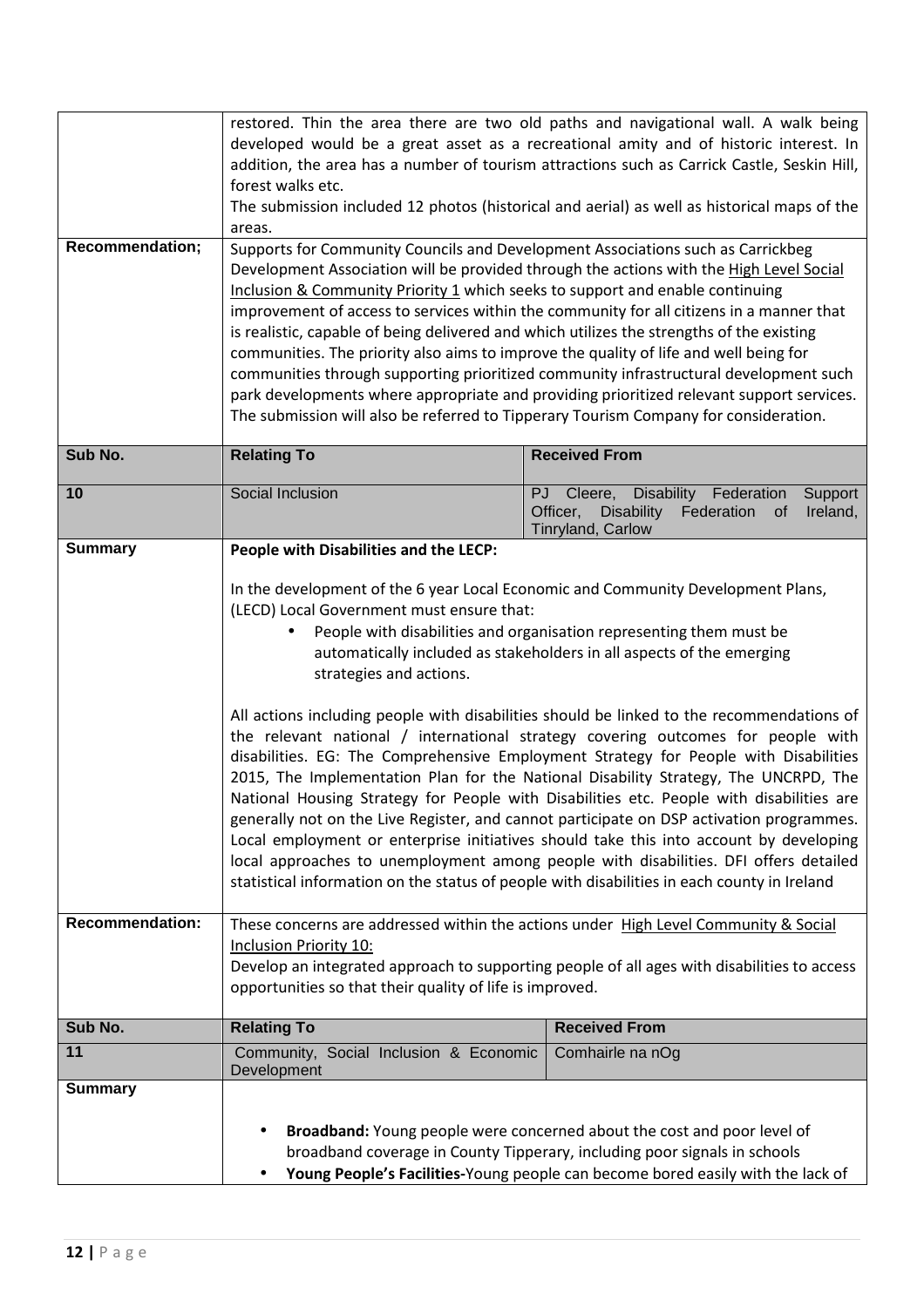| | | |
|---|---|---|
| | restored. Thin the area there are two old paths and navigational wall. A walk being developed would be a great asset as a recreational amity and of historic interest. In addition, the area has a number of tourism attractions such as Carrick Castle, Seskin Hill, forest walks etc.<br>The submission included 12 photos (historical and aerial) as well as historical maps of the areas. | |
| **Recommendation;** | Supports for Community Councils and Development Associations such as Carrickbeg Development Association will be provided through the actions with the High Level Social Inclusion & Community Priority 1 which seeks to support and enable continuing improvement of access to services within the community for all citizens in a manner that is realistic, capable of being delivered and which utilizes the strengths of the existing communities. The priority also aims to improve the quality of life and well being for communities through supporting prioritized community infrastructural development such park developments where appropriate and providing prioritized relevant support services. The submission will also be referred to Tipperary Tourism Company for consideration. | |
| **Sub No.** | **Relating To** | **Received From** |
| **10** | Social Inclusion | PJ Cleere, Disability Federation Support Officer, Disability Federation of Ireland, Tinryland, Carlow |
| **Summary** | **People with Disabilities and the LECP:**<br><br>In the development of the 6 year Local Economic and Community Development Plans, (LECD) Local Government must ensure that:<br>• People with disabilities and organisation representing them must be automatically included as stakeholders in all aspects of the emerging strategies and actions.<br><br>All actions including people with disabilities should be linked to the recommendations of the relevant national / international strategy covering outcomes for people with disabilities. EG: The Comprehensive Employment Strategy for People with Disabilities 2015, The Implementation Plan for the National Disability Strategy, The UNCRPD, The National Housing Strategy for People with Disabilities etc. People with disabilities are generally not on the Live Register, and cannot participate on DSP activation programmes. Local employment or enterprise initiatives should take this into account by developing local approaches to unemployment among people with disabilities. DFI offers detailed statistical information on the status of people with disabilities in each county in Ireland | |
| **Recommendation:** | These concerns are addressed within the actions under High Level Community & Social Inclusion Priority 10:<br>Develop an integrated approach to supporting people of all ages with disabilities to access opportunities so that their quality of life is improved. | |
| **Sub No.** | **Relating To** | **Received From** |
| **11** | Community, Social Inclusion & Economic Development | Comhairle na nOg |
| **Summary** | • **Broadband:** Young people were concerned about the cost and poor level of broadband coverage in County Tipperary, including poor signals in schools<br>• **Young People's Facilities-**Young people can become bored easily with the lack of | |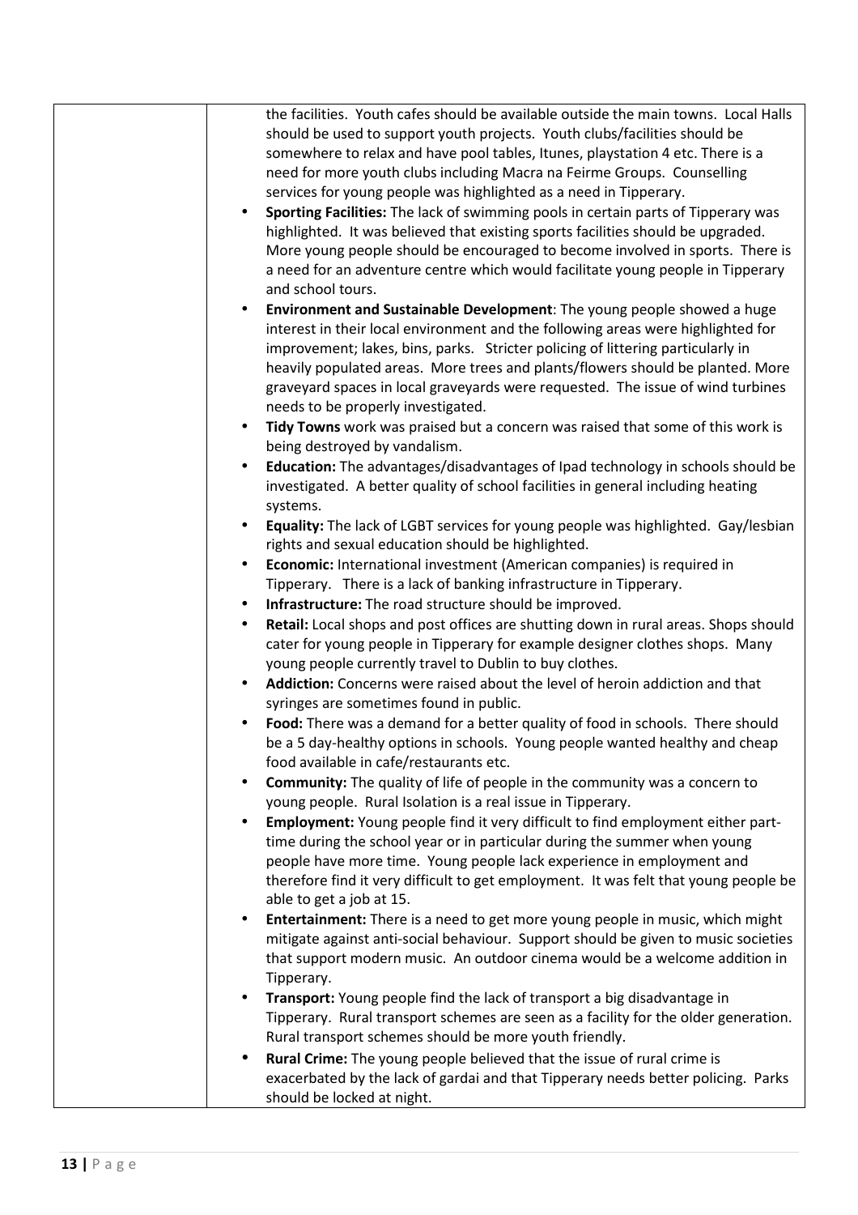| | the facilities. Youth cafes should be available outside the main towns. Local Halls should be used to support youth projects. Youth clubs/facilities should be somewhere to relax and have pool tables, Itunes, playstation 4 etc. There is a need for more youth clubs including Macra na Feirme Groups. Counselling services for young people was highlighted as a need in Tipperary.<br>• **Sporting Facilities:** The lack of swimming pools in certain parts of Tipperary was highlighted. It was believed that existing sports facilities should be upgraded. More young people should be encouraged to become involved in sports. There is a need for an adventure centre which would facilitate young people in Tipperary and school tours.<br>• **Environment and Sustainable Development**: The young people showed a huge interest in their local environment and the following areas were highlighted for improvement; lakes, bins, parks. Stricter policing of littering particularly in heavily populated areas. More trees and plants/flowers should be planted. More graveyard spaces in local graveyards were requested. The issue of wind turbines needs to be properly investigated.<br>• **Tidy Towns** work was praised but a concern was raised that some of this work is being destroyed by vandalism.<br>• **Education:** The advantages/disadvantages of Ipad technology in schools should be investigated. A better quality of school facilities in general including heating systems.<br>• **Equality:** The lack of LGBT services for young people was highlighted. Gay/lesbian rights and sexual education should be highlighted.<br>• **Economic:** International investment (American companies) is required in Tipperary. There is a lack of banking infrastructure in Tipperary.<br>• **Infrastructure:** The road structure should be improved.<br>• **Retail:** Local shops and post offices are shutting down in rural areas. Shops should cater for young people in Tipperary for example designer clothes shops. Many young people currently travel to Dublin to buy clothes.<br>• **Addiction:** Concerns were raised about the level of heroin addiction and that syringes are sometimes found in public.<br>• **Food:** There was a demand for a better quality of food in schools. There should be a 5 day-healthy options in schools. Young people wanted healthy and cheap food available in cafe/restaurants etc.<br>• **Community:** The quality of life of people in the community was a concern to young people. Rural Isolation is a real issue in Tipperary.<br>• **Employment:** Young people find it very difficult to find employment either part-time during the school year or in particular during the summer when young people have more time. Young people lack experience in employment and therefore find it very difficult to get employment. It was felt that young people be able to get a job at 15.<br>• **Entertainment:** There is a need to get more young people in music, which might mitigate against anti-social behaviour. Support should be given to music societies that support modern music. An outdoor cinema would be a welcome addition in Tipperary.<br>• **Transport:** Young people find the lack of transport a big disadvantage in Tipperary. Rural transport schemes are seen as a facility for the older generation. Rural transport schemes should be more youth friendly.<br>• **Rural Crime:** The young people believed that the issue of rural crime is exacerbated by the lack of gardai and that Tipperary needs better policing. Parks should be locked at night. |
|---|---|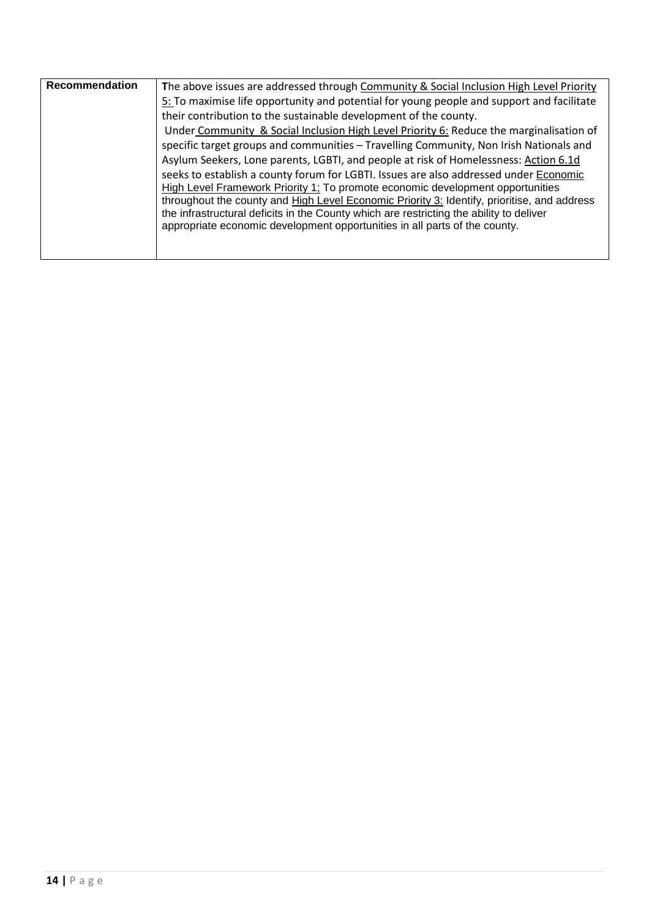| Recommendation | The above issues are addressed through Community & Social Inclusion High Level Priority 5: To maximise life opportunity and potential for young people and support and facilitate their contribution to the sustainable development of the county.<br>Under Community & Social Inclusion High Level Priority 6: Reduce the marginalisation of specific target groups and communities – Travelling Community, Non Irish Nationals and Asylum Seekers, Lone parents, LGBTI, and people at risk of Homelessness: Action 6.1d seeks to establish a county forum for LGBTI. Issues are also addressed under Economic High Level Framework Priority 1; To promote economic development opportunities throughout the county and High Level Economic Priority 3: Identify, prioritise, and address the infrastructural deficits in the County which are restricting the ability to deliver appropriate economic development opportunities in all parts of the county. |
|---|---|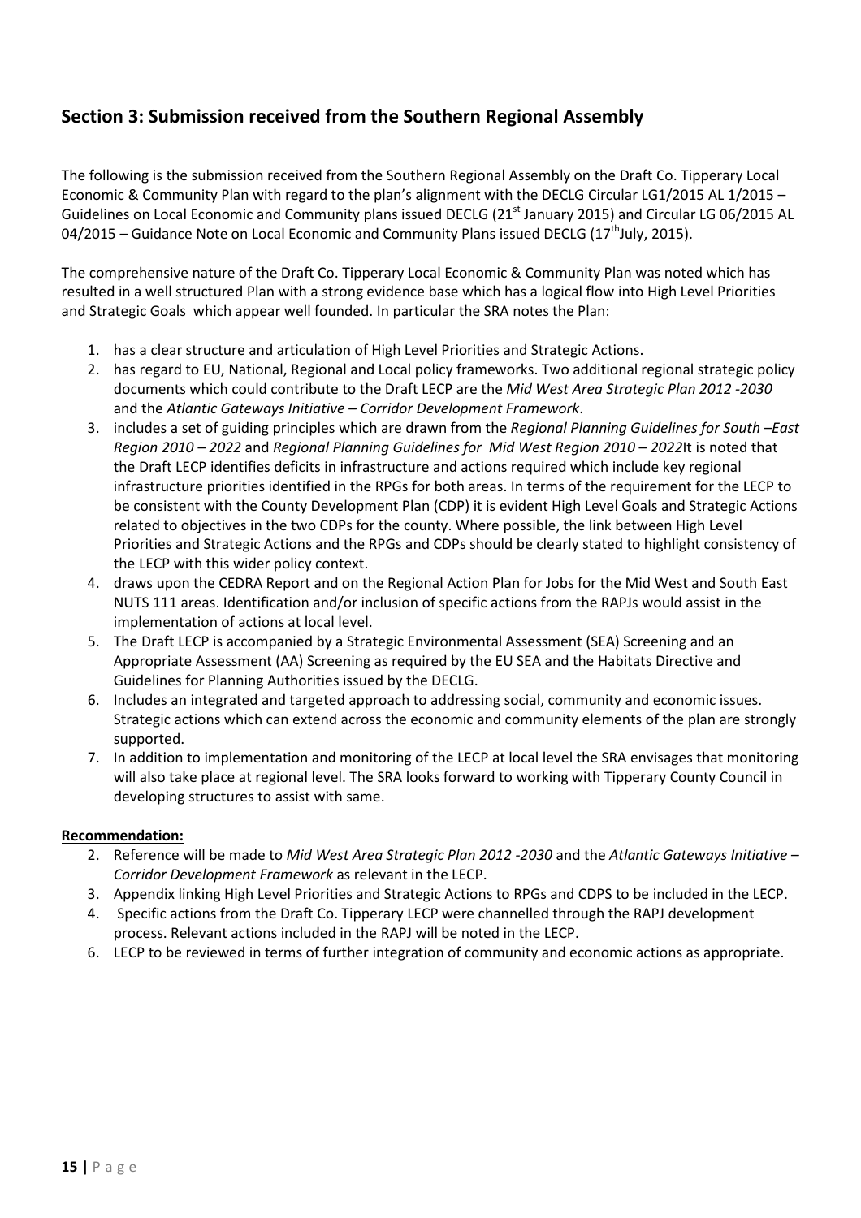## Section 3: Submission received from the Southern Regional Assembly

The following is the submission received from the Southern Regional Assembly on the Draft Co. Tipperary Local Economic & Community Plan with regard to the plan's alignment with the DECLG Circular LG1/2015 AL 1/2015 – Guidelines on Local Economic and Community plans issued DECLG (21st January 2015) and Circular LG 06/2015 AL 04/2015 – Guidance Note on Local Economic and Community Plans issued DECLG (17thJuly, 2015).

The comprehensive nature of the Draft Co. Tipperary Local Economic & Community Plan was noted which has resulted in a well structured Plan with a strong evidence base which has a logical flow into High Level Priorities and Strategic Goals which appear well founded. In particular the SRA notes the Plan:

1. has a clear structure and articulation of High Level Priorities and Strategic Actions.
2. has regard to EU, National, Regional and Local policy frameworks. Two additional regional strategic policy documents which could contribute to the Draft LECP are the *Mid West Area Strategic Plan 2012 -2030* and the *Atlantic Gateways Initiative – Corridor Development Framework*.
3. includes a set of guiding principles which are drawn from the *Regional Planning Guidelines for South –East Region 2010 – 2022* and *Regional Planning Guidelines for Mid West Region 2010 – 2022*It is noted that the Draft LECP identifies deficits in infrastructure and actions required which include key regional infrastructure priorities identified in the RPGs for both areas. In terms of the requirement for the LECP to be consistent with the County Development Plan (CDP) it is evident High Level Goals and Strategic Actions related to objectives in the two CDPs for the county. Where possible, the link between High Level Priorities and Strategic Actions and the RPGs and CDPs should be clearly stated to highlight consistency of the LECP with this wider policy context.
4. draws upon the CEDRA Report and on the Regional Action Plan for Jobs for the Mid West and South East NUTS 111 areas. Identification and/or inclusion of specific actions from the RAPJs would assist in the implementation of actions at local level.
5. The Draft LECP is accompanied by a Strategic Environmental Assessment (SEA) Screening and an Appropriate Assessment (AA) Screening as required by the EU SEA and the Habitats Directive and Guidelines for Planning Authorities issued by the DECLG.
6. Includes an integrated and targeted approach to addressing social, community and economic issues. Strategic actions which can extend across the economic and community elements of the plan are strongly supported.
7. In addition to implementation and monitoring of the LECP at local level the SRA envisages that monitoring will also take place at regional level. The SRA looks forward to working with Tipperary County Council in developing structures to assist with same.

**Recommendation:**

2. Reference will be made to *Mid West Area Strategic Plan 2012 -2030* and the *Atlantic Gateways Initiative – Corridor Development Framework* as relevant in the LECP.
3. Appendix linking High Level Priorities and Strategic Actions to RPGs and CDPS to be included in the LECP.
4. Specific actions from the Draft Co. Tipperary LECP were channelled through the RAPJ development process. Relevant actions included in the RAPJ will be noted in the LECP.
6. LECP to be reviewed in terms of further integration of community and economic actions as appropriate.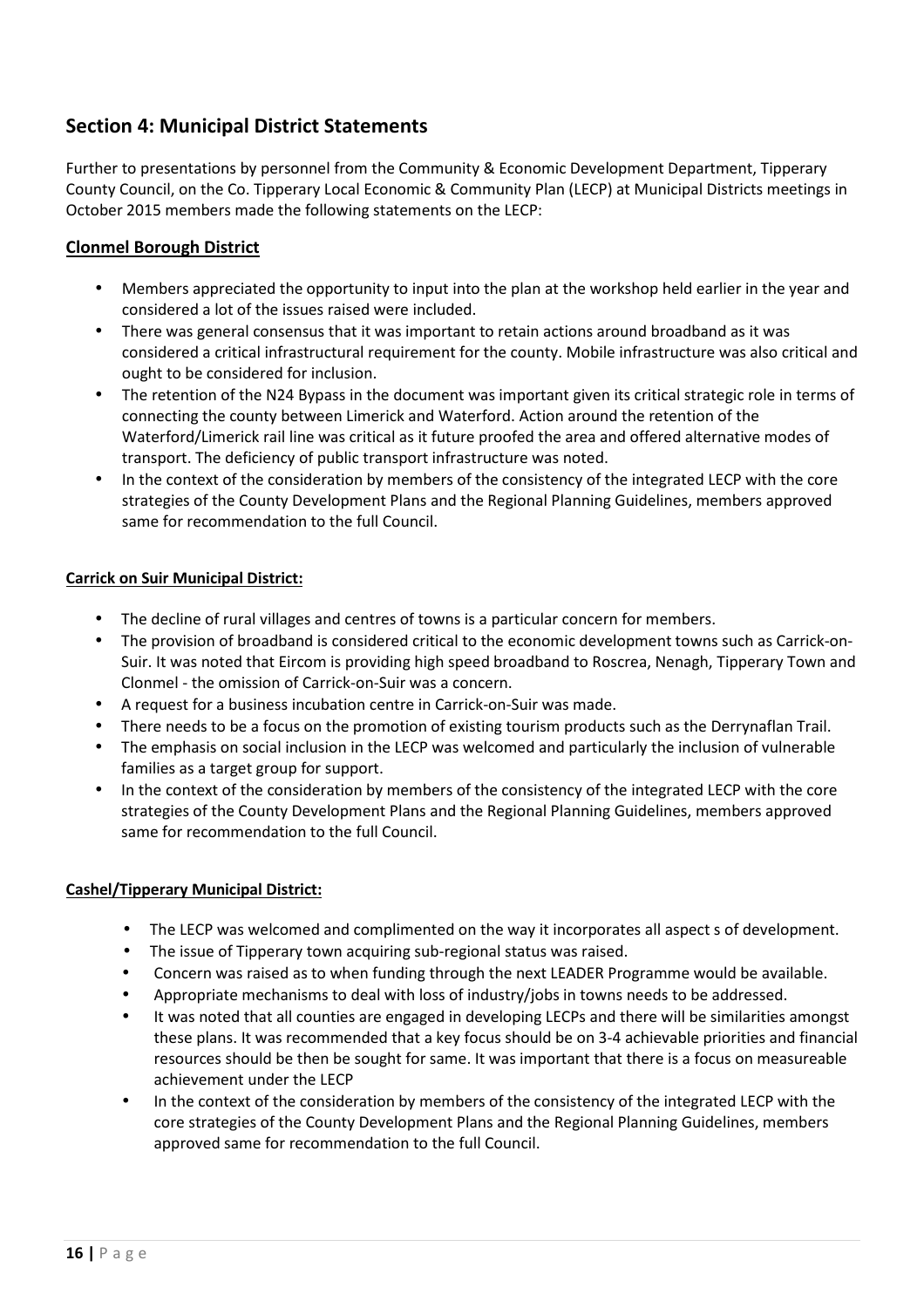## Section 4: Municipal District Statements

Further to presentations by personnel from the Community & Economic Development Department, Tipperary County Council, on the Co. Tipperary Local Economic & Community Plan (LECP) at Municipal Districts meetings in October 2015 members made the following statements on the LECP:

### Clonmel Borough District

- Members appreciated the opportunity to input into the plan at the workshop held earlier in the year and considered a lot of the issues raised were included.
- There was general consensus that it was important to retain actions around broadband as it was considered a critical infrastructural requirement for the county. Mobile infrastructure was also critical and ought to be considered for inclusion.
- The retention of the N24 Bypass in the document was important given its critical strategic role in terms of connecting the county between Limerick and Waterford. Action around the retention of the Waterford/Limerick rail line was critical as it future proofed the area and offered alternative modes of transport. The deficiency of public transport infrastructure was noted.
- In the context of the consideration by members of the consistency of the integrated LECP with the core strategies of the County Development Plans and the Regional Planning Guidelines, members approved same for recommendation to the full Council.

#### Carrick on Suir Municipal District:

- The decline of rural villages and centres of towns is a particular concern for members.
- The provision of broadband is considered critical to the economic development towns such as Carrick-on-Suir. It was noted that Eircom is providing high speed broadband to Roscrea, Nenagh, Tipperary Town and Clonmel - the omission of Carrick-on-Suir was a concern.
- A request for a business incubation centre in Carrick-on-Suir was made.
- There needs to be a focus on the promotion of existing tourism products such as the Derrynaflan Trail.
- The emphasis on social inclusion in the LECP was welcomed and particularly the inclusion of vulnerable families as a target group for support.
- In the context of the consideration by members of the consistency of the integrated LECP with the core strategies of the County Development Plans and the Regional Planning Guidelines, members approved same for recommendation to the full Council.

#### Cashel/Tipperary Municipal District:

- The LECP was welcomed and complimented on the way it incorporates all aspect s of development.
- The issue of Tipperary town acquiring sub-regional status was raised.
- Concern was raised as to when funding through the next LEADER Programme would be available.
- Appropriate mechanisms to deal with loss of industry/jobs in towns needs to be addressed.
- It was noted that all counties are engaged in developing LECPs and there will be similarities amongst these plans. It was recommended that a key focus should be on 3-4 achievable priorities and financial resources should be then be sought for same. It was important that there is a focus on measureable achievement under the LECP
- In the context of the consideration by members of the consistency of the integrated LECP with the core strategies of the County Development Plans and the Regional Planning Guidelines, members approved same for recommendation to the full Council.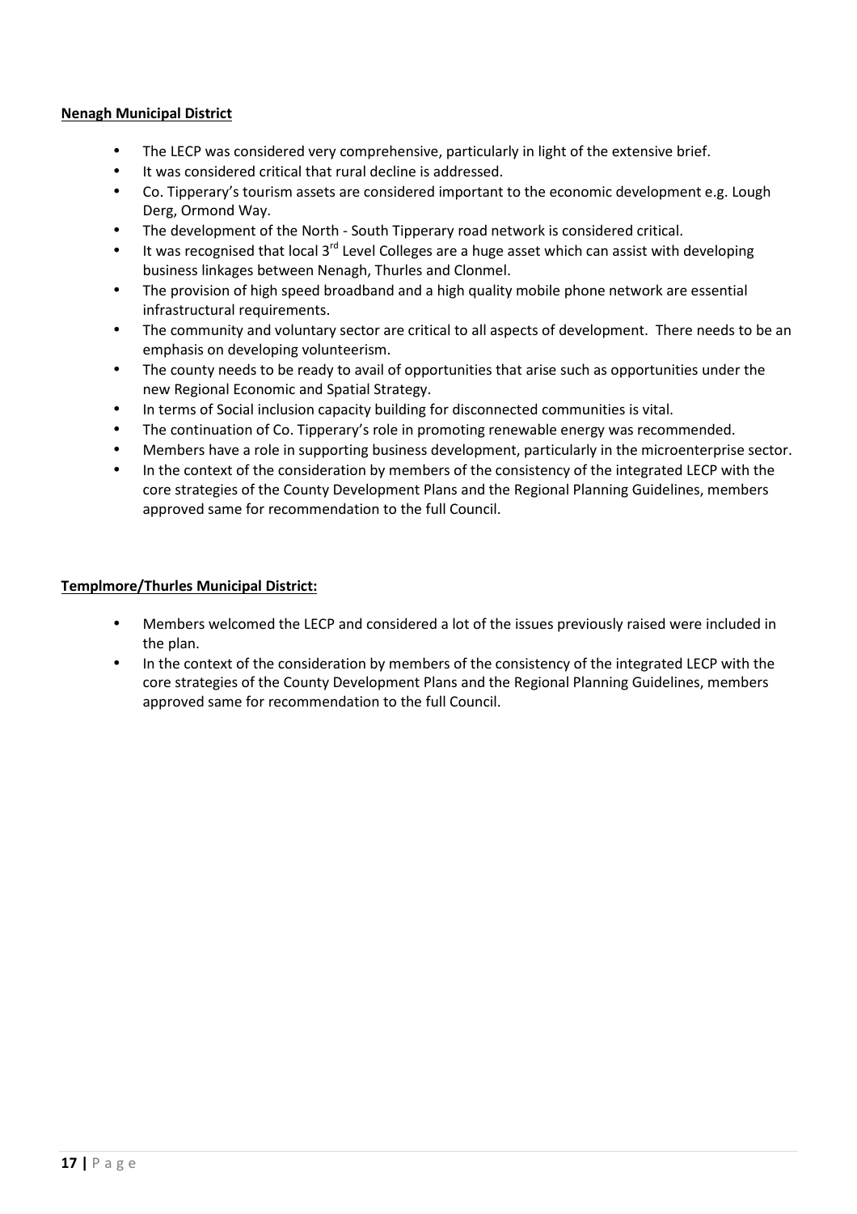**Nenagh Municipal District**

- The LECP was considered very comprehensive, particularly in light of the extensive brief.
- It was considered critical that rural decline is addressed.
- Co. Tipperary's tourism assets are considered important to the economic development e.g. Lough Derg, Ormond Way.
- The development of the North - South Tipperary road network is considered critical.
- It was recognised that local 3rd Level Colleges are a huge asset which can assist with developing business linkages between Nenagh, Thurles and Clonmel.
- The provision of high speed broadband and a high quality mobile phone network are essential infrastructural requirements.
- The community and voluntary sector are critical to all aspects of development. There needs to be an emphasis on developing volunteerism.
- The county needs to be ready to avail of opportunities that arise such as opportunities under the new Regional Economic and Spatial Strategy.
- In terms of Social inclusion capacity building for disconnected communities is vital.
- The continuation of Co. Tipperary's role in promoting renewable energy was recommended.
- Members have a role in supporting business development, particularly in the microenterprise sector.
- In the context of the consideration by members of the consistency of the integrated LECP with the core strategies of the County Development Plans and the Regional Planning Guidelines, members approved same for recommendation to the full Council.

**Templmore/Thurles Municipal District:**

- Members welcomed the LECP and considered a lot of the issues previously raised were included in the plan.
- In the context of the consideration by members of the consistency of the integrated LECP with the core strategies of the County Development Plans and the Regional Planning Guidelines, members approved same for recommendation to the full Council.